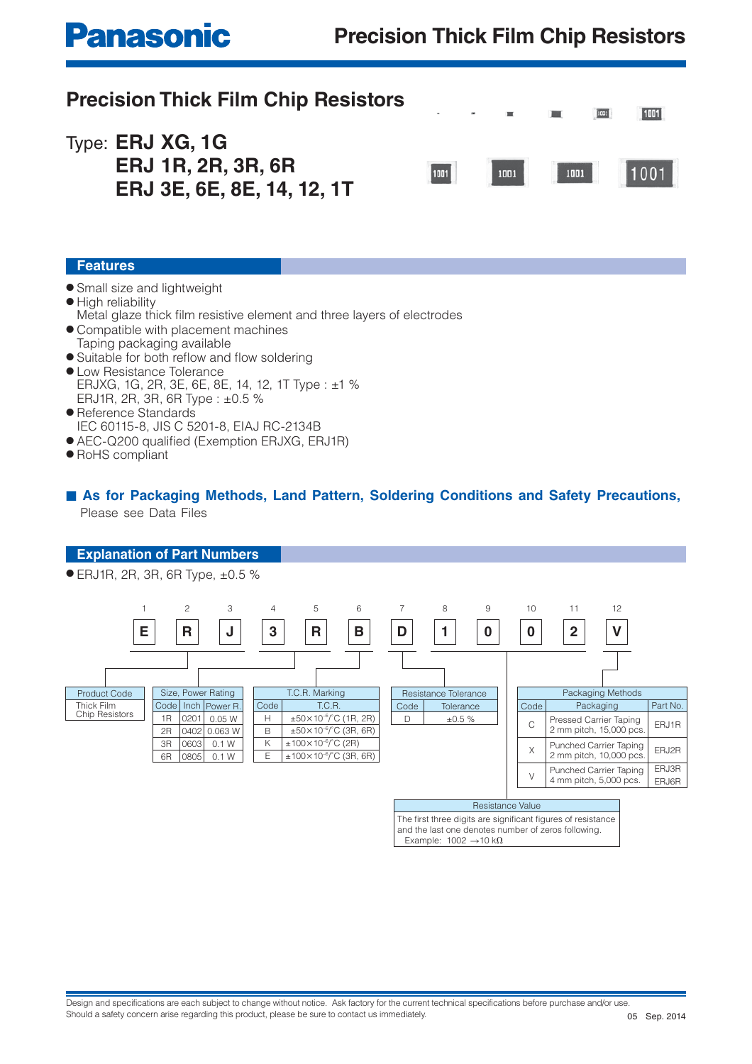# Precision Thick Film Chip Resistors

Type: **ERJ XG, 1G**
**ERJ 1R, 2R, 3R, 6R**
**ERJ 3E, 6E, 8E, 14, 12, 1T**

## Features

- Small size and lightweight
- High reliability
  Metal glaze thick film resistive element and three layers of electrodes
- Compatible with placement machines
  Taping packaging available
- Suitable for both reflow and flow soldering
- Low Resistance Tolerance
  ERJXG, 1G, 2R, 3E, 6E, 8E, 14, 12, 1T Type : ±1 %
  ERJ1R, 2R, 3R, 6R Type : ±0.5 %
- Reference Standards
  IEC 60115-8, JIS C 5201-8, EIAJ RC-2134B
- AEC-Q200 qualified (Exemption ERJXG, ERJ1R)
- RoHS compliant

**■ As for Packaging Methods, Land Pattern, Soldering Conditions and Safety Precautions,**
Please see Data Files

## Explanation of Part Numbers

- ERJ1R, 2R, 3R, 6R Type, ±0.5 %

| 1 | 2 | 3 | 4 | 5 | 6 | 7 | 8 | 9 | 10 | 11 | 12 |
|---|---|---|---|---|---|---|---|---|---|---|---|
| E | R | J | 3 | R | B | D | 1 | 0 | 0 | 2 | V |

| Product Code |
|---|
| Thick Film Chip Resistors |

| Size, Power Rating | | |
|---|---|---|
| Code | Inch | Power R. |
| 1R | 0201 | 0.05 W |
| 2R | 0402 | 0.063 W |
| 3R | 0603 | 0.1 W |
| 6R | 0805 | 0.1 W |

| T.C.R. Marking | |
|---|---|
| Code | T.C.R. |
| H | ±50×$10^{-6}$/°C (1R, 2R) |
| B | ±50×$10^{-6}$/°C (3R, 6R) |
| K | ±100×$10^{-6}$/°C (2R) |
| E | ±100×$10^{-6}$/°C (3R, 6R) |

| Resistance Tolerance | |
|---|---|
| Code | Tolerance |
| D | ±0.5 % |

| Resistance Value |
|---|
| The first three digits are significant figures of resistance and the last one denotes number of zeros following. Example: 1002 →10 kΩ |

| Packaging Methods | | |
|---|---|---|
| Code | Packaging | Part No. |
| C | Pressed Carrier Taping 2 mm pitch, 15,000 pcs. | ERJ1R |
| X | Punched Carrier Taping 2 mm pitch, 10,000 pcs. | ERJ2R |
| V | Punched Carrier Taping 4 mm pitch, 5,000 pcs. | ERJ3R ERJ6R |

Design and specifications are each subject to change without notice. Ask factory for the current technical specifications before purchase and/or use.
Should a safety concern arise regarding this product, please be sure to contact us immediately.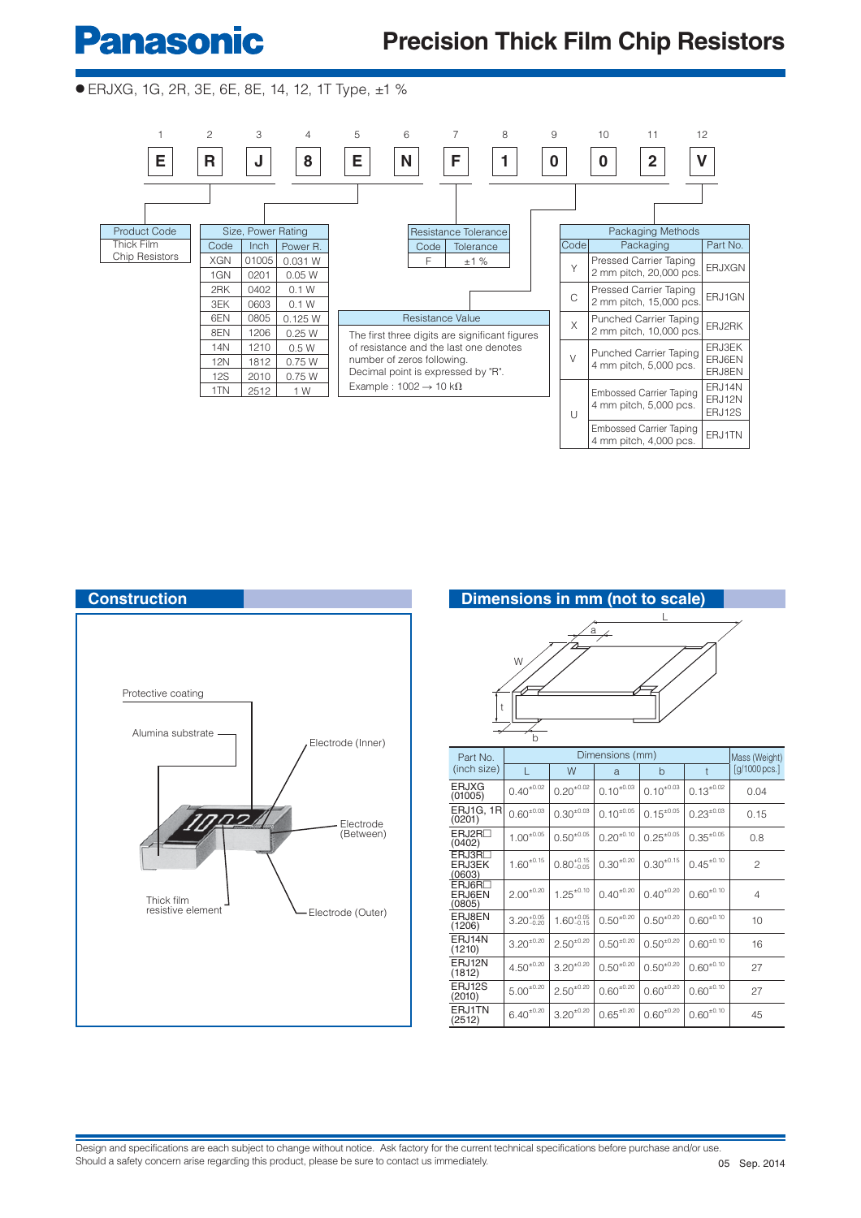# Precision Thick Film Chip Resistors

● ERJXG, 1G, 2R, 3E, 6E, 8E, 14, 12, 1T Type, ±1 %

| 1 | 2 | 3 | 4 | 5 | 6 | 7 | 8 | 9 | 10 | 11 | 12 |
|---|---|---|---|---|---|---|---|---|---|---|---|
| E | R | J | 8 | E | N | F | 1 | 0 | 0 | 2 | V |

**Product Code**

Thick Film Chip Resistors

**Size, Power Rating**

| Code | Inch | Power R. |
|---|---|---|
| XGN | 01005 | 0.031 W |
| 1GN | 0201 | 0.05 W |
| 2RK | 0402 | 0.1 W |
| 3EK | 0603 | 0.1 W |
| 6EN | 0805 | 0.125 W |
| 8EN | 1206 | 0.25 W |
| 14N | 1210 | 0.5 W |
| 12N | 1812 | 0.75 W |
| 12S | 2010 | 0.75 W |
| 1TN | 2512 | 1 W |

**Resistance Tolerance**

| Code | Tolerance |
|---|---|
| F | ±1 % |

**Resistance Value**

The first three digits are significant figures of resistance and the last one denotes number of zeros following.
Decimal point is expressed by "R".
Example : 1002 → 10 kΩ

**Packaging Methods**

| Code | Packaging | Part No. |
|---|---|---|
| Y | Pressed Carrier Taping 2 mm pitch, 20,000 pcs. | ERJXGN |
| C | Pressed Carrier Taping 2 mm pitch, 15,000 pcs. | ERJ1GN |
| X | Punched Carrier Taping 2 mm pitch, 10,000 pcs. | ERJ2RK |
| V | Punched Carrier Taping 4 mm pitch, 5,000 pcs. | ERJ3EK, ERJ6EN, ERJ8EN |
| U | Embossed Carrier Taping 4 mm pitch, 5,000 pcs. | ERJ14N, ERJ12N, ERJ12S |
| U | Embossed Carrier Taping 4 mm pitch, 4,000 pcs. | ERJ1TN |

## Construction

Protective coating
Alumina substrate
Electrode (Inner)
Electrode (Between)
Thick film resistive element
Electrode (Outer)

## Dimensions in mm (not to scale)

| Part No. (inch size) | L | W | a | b | t | Mass (Weight) [g/1000 pcs.] |
|---|---|---|---|---|---|---|
| ERJXG (01005) | $0.40^{\pm0.02}$ | $0.20^{\pm0.02}$ | $0.10^{\pm0.03}$ | $0.10^{\pm0.03}$ | $0.13^{\pm0.02}$ | 0.04 |
| ERJ1G, 1R (0201) | $0.60^{\pm0.03}$ | $0.30^{\pm0.03}$ | $0.10^{\pm0.05}$ | $0.15^{\pm0.05}$ | $0.23^{\pm0.03}$ | 0.15 |
| ERJ2R□ (0402) | $1.00^{\pm0.05}$ | $0.50^{\pm0.05}$ | $0.20^{\pm0.10}$ | $0.25^{\pm0.05}$ | $0.35^{\pm0.05}$ | 0.8 |
| ERJ3R□ ERJ3EK (0603) | $1.60^{\pm0.15}$ | $0.80^{+0.15}_{-0.05}$ | $0.30^{\pm0.20}$ | $0.30^{\pm0.15}$ | $0.45^{\pm0.10}$ | 2 |
| ERJ6R□ ERJ6EN (0805) | $2.00^{\pm0.20}$ | $1.25^{\pm0.10}$ | $0.40^{\pm0.20}$ | $0.40^{\pm0.20}$ | $0.60^{\pm0.10}$ | 4 |
| ERJ8EN (1206) | $3.20^{+0.05}_{-0.20}$ | $1.60^{+0.05}_{-0.15}$ | $0.50^{\pm0.20}$ | $0.50^{\pm0.20}$ | $0.60^{\pm0.10}$ | 10 |
| ERJ14N (1210) | $3.20^{\pm0.20}$ | $2.50^{\pm0.20}$ | $0.50^{\pm0.20}$ | $0.50^{\pm0.20}$ | $0.60^{\pm0.10}$ | 16 |
| ERJ12N (1812) | $4.50^{\pm0.20}$ | $3.20^{\pm0.20}$ | $0.50^{\pm0.20}$ | $0.50^{\pm0.20}$ | $0.60^{\pm0.10}$ | 27 |
| ERJ12S (2010) | $5.00^{\pm0.20}$ | $2.50^{\pm0.20}$ | $0.60^{\pm0.20}$ | $0.60^{\pm0.20}$ | $0.60^{\pm0.10}$ | 27 |
| ERJ1TN (2512) | $6.40^{\pm0.20}$ | $3.20^{\pm0.20}$ | $0.65^{\pm0.20}$ | $0.60^{\pm0.20}$ | $0.60^{\pm0.10}$ | 45 |

Design and specifications are each subject to change without notice. Ask factory for the current technical specifications before purchase and/or use.
Should a safety concern arise regarding this product, please be sure to contact us immediately.

05 Sep. 2014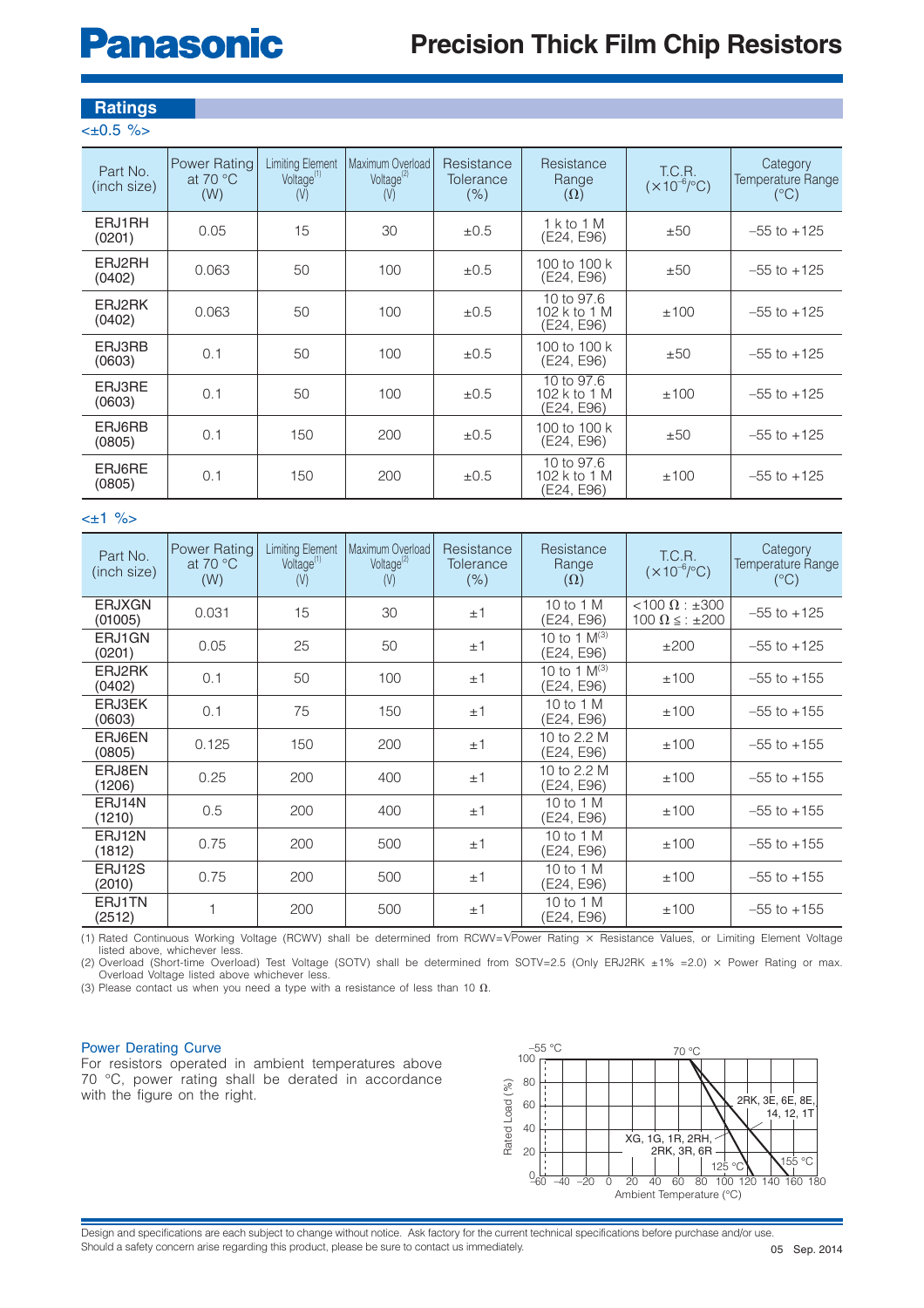## Ratings

<±0.5 %>

| Part No. (inch size) | Power Rating at 70 °C (W) | Limiting Element Voltage[1] (V) | Maximum Overload Voltage[2] (V) | Resistance Tolerance (%) | Resistance Range (Ω) | T.C.R. ($\times10^{-6}$/°C) | Category Temperature Range (°C) |
|---|---|---|---|---|---|---|---|
| ERJ1RH (0201) | 0.05 | 15 | 30 | ±0.5 | 1 k to 1 M (E24, E96) | ±50 | –55 to +125 |
| ERJ2RH (0402) | 0.063 | 50 | 100 | ±0.5 | 100 to 100 k (E24, E96) | ±50 | –55 to +125 |
| ERJ2RK (0402) | 0.063 | 50 | 100 | ±0.5 | 10 to 97.6 102 k to 1 M (E24, E96) | ±100 | –55 to +125 |
| ERJ3RB (0603) | 0.1 | 50 | 100 | ±0.5 | 100 to 100 k (E24, E96) | ±50 | –55 to +125 |
| ERJ3RE (0603) | 0.1 | 50 | 100 | ±0.5 | 10 to 97.6 102 k to 1 M (E24, E96) | ±100 | –55 to +125 |
| ERJ6RB (0805) | 0.1 | 150 | 200 | ±0.5 | 100 to 100 k (E24, E96) | ±50 | –55 to +125 |
| ERJ6RE (0805) | 0.1 | 150 | 200 | ±0.5 | 10 to 97.6 102 k to 1 M (E24, E96) | ±100 | –55 to +125 |

<±1 %>

| Part No. (inch size) | Power Rating at 70 °C (W) | Limiting Element Voltage[1] (V) | Maximum Overload Voltage[2] (V) | Resistance Tolerance (%) | Resistance Range (Ω) | T.C.R. ($\times10^{-6}$/°C) | Category Temperature Range (°C) |
|---|---|---|---|---|---|---|---|
| ERJXGN (01005) | 0.031 | 15 | 30 | ±1 | 10 to 1 M (E24, E96) | <100 Ω : ±300 100 Ω ≦ : ±200 | –55 to +125 |
| ERJ1GN (0201) | 0.05 | 25 | 50 | ±1 | 10 to 1 M[3] (E24, E96) | ±200 | –55 to +125 |
| ERJ2RK (0402) | 0.1 | 50 | 100 | ±1 | 10 to 1 M[3] (E24, E96) | ±100 | –55 to +155 |
| ERJ3EK (0603) | 0.1 | 75 | 150 | ±1 | 10 to 1 M (E24, E96) | ±100 | –55 to +155 |
| ERJ6EN (0805) | 0.125 | 150 | 200 | ±1 | 10 to 2.2 M (E24, E96) | ±100 | –55 to +155 |
| ERJ8EN (1206) | 0.25 | 200 | 400 | ±1 | 10 to 2.2 M (E24, E96) | ±100 | –55 to +155 |
| ERJ14N (1210) | 0.5 | 200 | 400 | ±1 | 10 to 1 M (E24, E96) | ±100 | –55 to +155 |
| ERJ12N (1812) | 0.75 | 200 | 500 | ±1 | 10 to 1 M (E24, E96) | ±100 | –55 to +155 |
| ERJ12S (2010) | 0.75 | 200 | 500 | ±1 | 10 to 1 M (E24, E96) | ±100 | –55 to +155 |
| ERJ1TN (2512) | 1 | 200 | 500 | ±1 | 10 to 1 M (E24, E96) | ±100 | –55 to +155 |

(1) Rated Continuous Working Voltage (RCWV) shall be determined from RCWV=$\sqrt{\text{Power Rating} \times \text{Resistance Values}}$, or Limiting Element Voltage listed above, whichever less.

(2) Overload (Short-time Overload) Test Voltage (SOTV) shall be determined from SOTV=2.5 (Only ERJ2RK ±1% =2.0) × Power Rating or max. Overload Voltage listed above whichever less.

(3) Please contact us when you need a type with a resistance of less than 10 Ω.

### Power Derating Curve

For resistors operated in ambient temperatures above 70 °C, power rating shall be derated in accordance with the figure on the right.

–55 °C
70 °C
Rated Load (%)
100
80
60
40
20
0
2RK, 3E, 6E, 8E, 14, 12, 1T
XG, 1G, 1R, 2RH, 2RK, 3R, 6R
125 °C
155 °C
–60 –40 –20 0 20 40 60 80 100 120 140 160 180
Ambient Temperature (°C)

Design and specifications are each subject to change without notice. Ask factory for the current technical specifications before purchase and/or use.
Should a safety concern arise regarding this product, please be sure to contact us immediately.